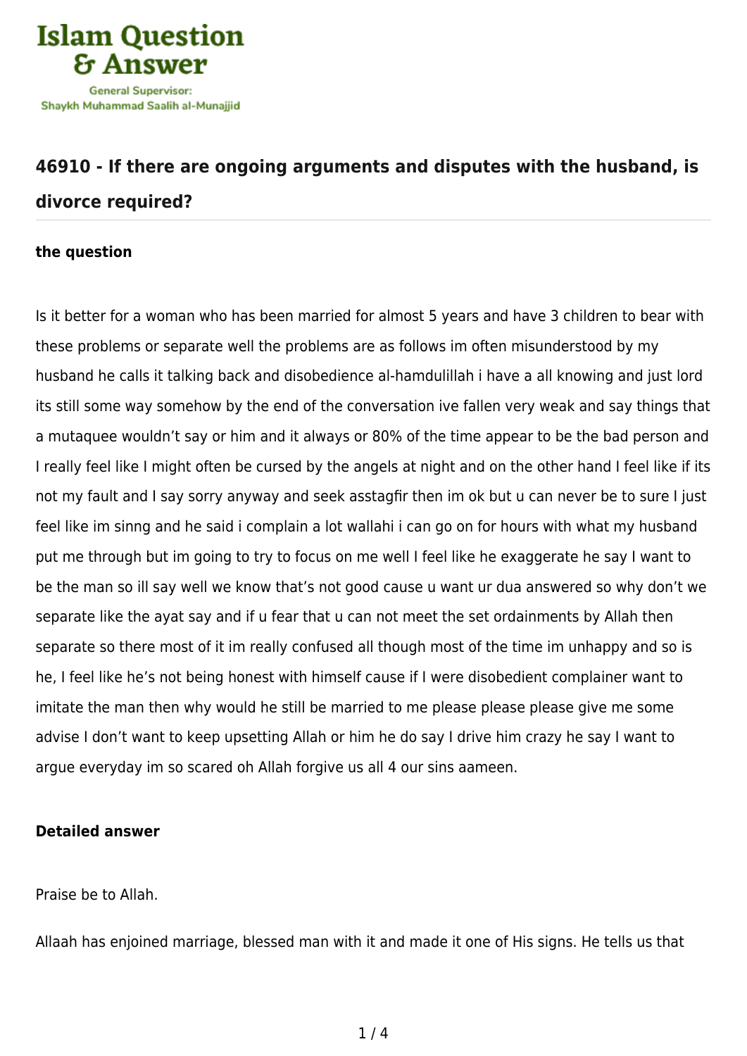**Islam Question & Answer**

General Supervisor: Shaykh Muhammad Saalih al-Munajjid

## 46910 - If there are ongoing arguments and disputes with the husband, is divorce required?

### the question

Is it better for a woman who has been married for almost 5 years and have 3 children to bear with these problems or separate well the problems are as follows im often misunderstood by my husband he calls it talking back and disobedience al-hamdulillah i have a all knowing and just lord its still some way somehow by the end of the conversation ive fallen very weak and say things that a mutaquee wouldn't say or him and it always or 80% of the time appear to be the bad person and I really feel like I might often be cursed by the angels at night and on the other hand I feel like if its not my fault and I say sorry anyway and seek asstagfir then im ok but u can never be to sure I just feel like im sinng and he said i complain a lot wallahi i can go on for hours with what my husband put me through but im going to try to focus on me well I feel like he exaggerate he say I want to be the man so ill say well we know that's not good cause u want ur dua answered so why don't we separate like the ayat say and if u fear that u can not meet the set ordainments by Allah then separate so there most of it im really confused all though most of the time im unhappy and so is he, I feel like he's not being honest with himself cause if I were disobedient complainer want to imitate the man then why would he still be married to me please please please give me some advise I don't want to keep upsetting Allah or him he do say I drive him crazy he say I want to argue everyday im so scared oh Allah forgive us all 4 our sins aameen.

### Detailed answer

Praise be to Allah.

Allaah has enjoined marriage, blessed man with it and made it one of His signs. He tells us that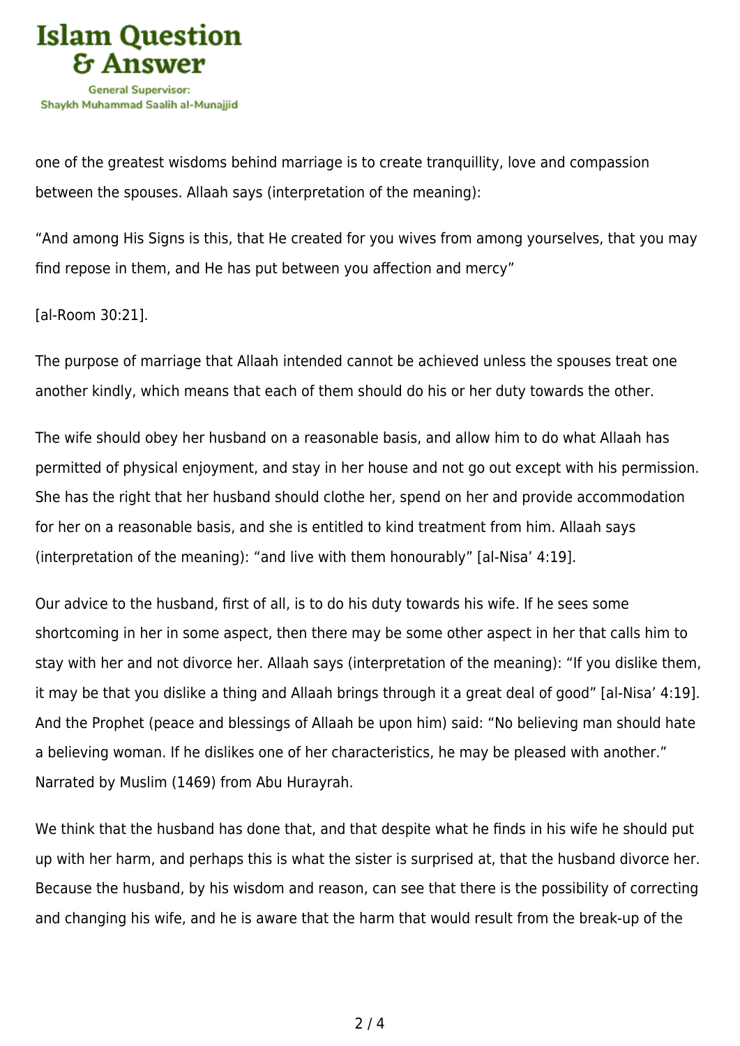one of the greatest wisdoms behind marriage is to create tranquillity, love and compassion between the spouses. Allaah says (interpretation of the meaning):

"And among His Signs is this, that He created for you wives from among yourselves, that you may find repose in them, and He has put between you affection and mercy"

[al-Room 30:21].

The purpose of marriage that Allaah intended cannot be achieved unless the spouses treat one another kindly, which means that each of them should do his or her duty towards the other.

The wife should obey her husband on a reasonable basis, and allow him to do what Allaah has permitted of physical enjoyment, and stay in her house and not go out except with his permission. She has the right that her husband should clothe her, spend on her and provide accommodation for her on a reasonable basis, and she is entitled to kind treatment from him. Allaah says (interpretation of the meaning): "and live with them honourably" [al-Nisa' 4:19].

Our advice to the husband, first of all, is to do his duty towards his wife. If he sees some shortcoming in her in some aspect, then there may be some other aspect in her that calls him to stay with her and not divorce her. Allaah says (interpretation of the meaning): "If you dislike them, it may be that you dislike a thing and Allaah brings through it a great deal of good" [al-Nisa' 4:19]. And the Prophet (peace and blessings of Allaah be upon him) said: "No believing man should hate a believing woman. If he dislikes one of her characteristics, he may be pleased with another." Narrated by Muslim (1469) from Abu Hurayrah.

We think that the husband has done that, and that despite what he finds in his wife he should put up with her harm, and perhaps this is what the sister is surprised at, that the husband divorce her. Because the husband, by his wisdom and reason, can see that there is the possibility of correcting and changing his wife, and he is aware that the harm that would result from the break-up of the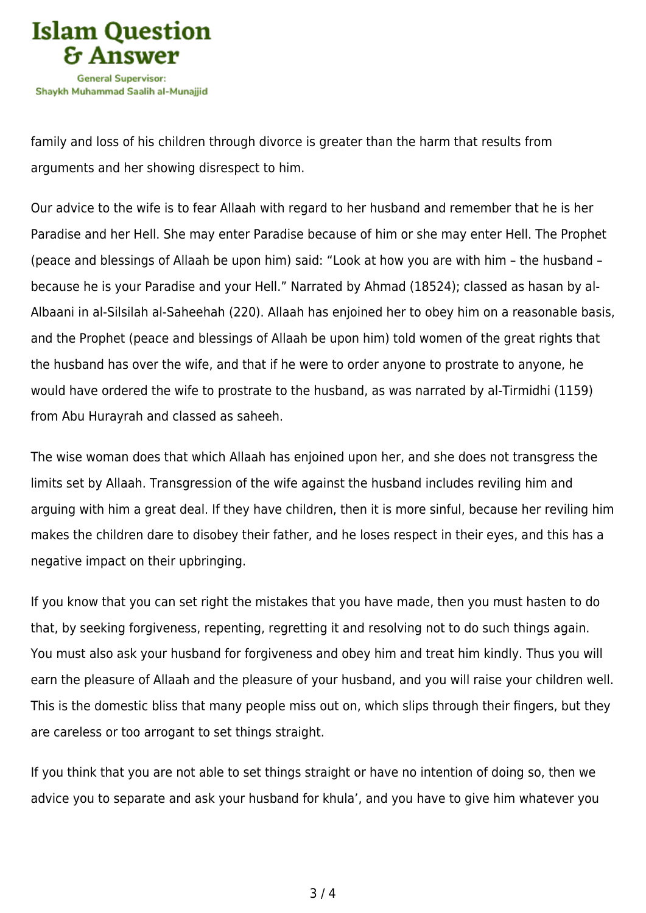family and loss of his children through divorce is greater than the harm that results from arguments and her showing disrespect to him.

Our advice to the wife is to fear Allaah with regard to her husband and remember that he is her Paradise and her Hell. She may enter Paradise because of him or she may enter Hell. The Prophet (peace and blessings of Allaah be upon him) said: "Look at how you are with him – the husband – because he is your Paradise and your Hell." Narrated by Ahmad (18524); classed as hasan by al-Albaani in al-Silsilah al-Saheehah (220). Allaah has enjoined her to obey him on a reasonable basis, and the Prophet (peace and blessings of Allaah be upon him) told women of the great rights that the husband has over the wife, and that if he were to order anyone to prostrate to anyone, he would have ordered the wife to prostrate to the husband, as was narrated by al-Tirmidhi (1159) from Abu Hurayrah and classed as saheeh.

The wise woman does that which Allaah has enjoined upon her, and she does not transgress the limits set by Allaah. Transgression of the wife against the husband includes reviling him and arguing with him a great deal. If they have children, then it is more sinful, because her reviling him makes the children dare to disobey their father, and he loses respect in their eyes, and this has a negative impact on their upbringing.

If you know that you can set right the mistakes that you have made, then you must hasten to do that, by seeking forgiveness, repenting, regretting it and resolving not to do such things again. You must also ask your husband for forgiveness and obey him and treat him kindly. Thus you will earn the pleasure of Allaah and the pleasure of your husband, and you will raise your children well. This is the domestic bliss that many people miss out on, which slips through their fingers, but they are careless or too arrogant to set things straight.

If you think that you are not able to set things straight or have no intention of doing so, then we advice you to separate and ask your husband for khula', and you have to give him whatever you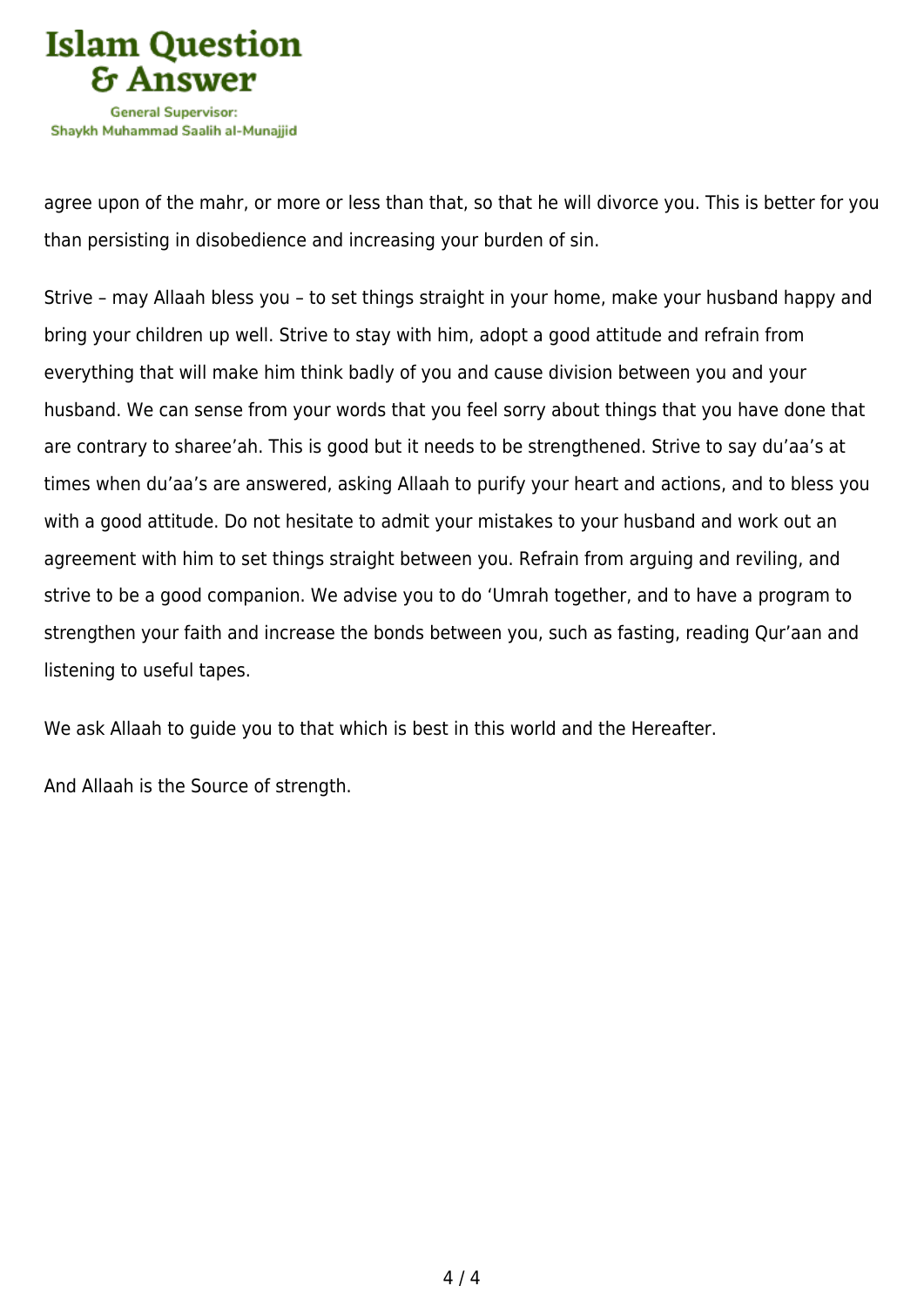agree upon of the mahr, or more or less than that, so that he will divorce you. This is better for you than persisting in disobedience and increasing your burden of sin.

Strive – may Allaah bless you – to set things straight in your home, make your husband happy and bring your children up well. Strive to stay with him, adopt a good attitude and refrain from everything that will make him think badly of you and cause division between you and your husband. We can sense from your words that you feel sorry about things that you have done that are contrary to sharee'ah. This is good but it needs to be strengthened. Strive to say du'aa's at times when du'aa's are answered, asking Allaah to purify your heart and actions, and to bless you with a good attitude. Do not hesitate to admit your mistakes to your husband and work out an agreement with him to set things straight between you. Refrain from arguing and reviling, and strive to be a good companion. We advise you to do 'Umrah together, and to have a program to strengthen your faith and increase the bonds between you, such as fasting, reading Qur'aan and listening to useful tapes.

We ask Allaah to guide you to that which is best in this world and the Hereafter.

And Allaah is the Source of strength.